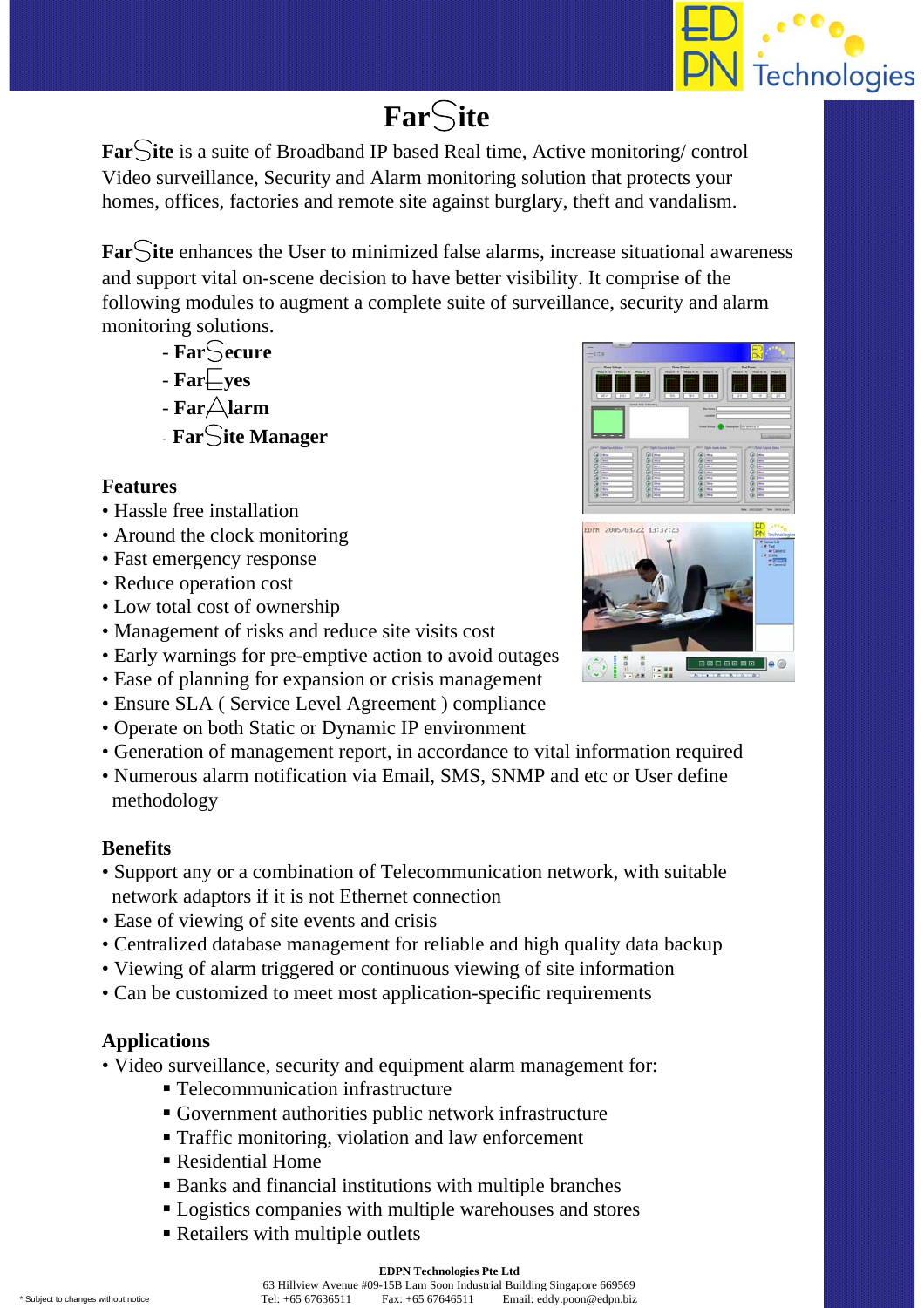# FarSite

**FarSite** is a suite of Broadband IP based Real time, Active monitoring/ control Video surveillance, Security and Alarm monitoring solution that protects your homes, offices, factories and remote site against burglary, theft and vandalism.

**FarSite** enhances the User to minimized false alarms, increase situational awareness and support vital on-scene decision to have better visibility. It comprise of the following modules to augment a complete suite of surveillance, security and alarm monitoring solutions.

- **FarSecure**
- **FarEyes**
- **FarAlarm**
- **FarSite Manager**

## Features

- Hassle free installation
- Around the clock monitoring
- Fast emergency response
- Reduce operation cost
- Low total cost of ownership
- Management of risks and reduce site visits cost
- Early warnings for pre-emptive action to avoid outages
- Ease of planning for expansion or crisis management
- Ensure SLA ( Service Level Agreement ) compliance
- Operate on both Static or Dynamic IP environment
- Generation of management report, in accordance to vital information required
- Numerous alarm notification via Email, SMS, SNMP and etc or User define methodology

## Benefits

- Support any or a combination of Telecommunication network, with suitable network adaptors if it is not Ethernet connection
- Ease of viewing of site events and crisis
- Centralized database management for reliable and high quality data backup
- Viewing of alarm triggered or continuous viewing of site information
- Can be customized to meet most application-specific requirements

## Applications

- Video surveillance, security and equipment alarm management for:
  - Telecommunication infrastructure
  - Government authorities public network infrastructure
  - Traffic monitoring, violation and law enforcement
  - Residential Home
  - Banks and financial institutions with multiple branches
  - Logistics companies with multiple warehouses and stores
  - Retailers with multiple outlets

**EDPN Technologies Pte Ltd**
63 Hillview Avenue #09-15B Lam Soon Industrial Building Singapore 669569
Tel: +65 67636511 Fax: +65 67646511 Email: eddy.poon@edpn.biz

* Subject to changes without notice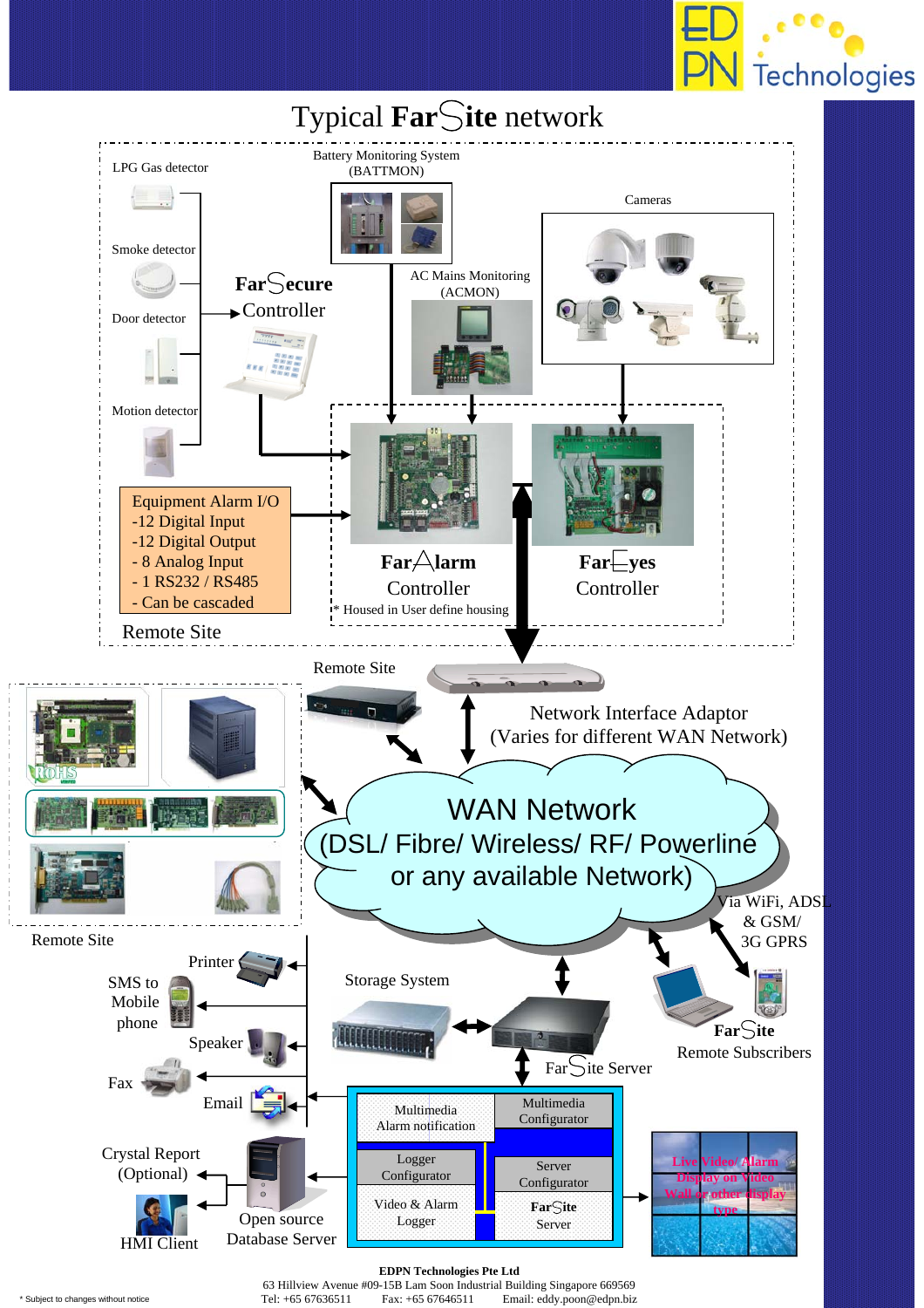# Typical FarSite network

LPG Gas detector

Smoke detector

Door detector

Motion detector

FarSecure Controller

Battery Monitoring System (BATTMON)

AC Mains Monitoring (ACMON)

Cameras

Equipment Alarm I/O
- 12 Digital Input
- 12 Digital Output
- 8 Analog Input
- 1 RS232 / RS485
- Can be cascaded

FarAlarm Controller

FarEyes Controller

* Housed in User define housing

Remote Site

Remote Site

Network Interface Adaptor (Varies for different WAN Network)

WAN Network (DSL/ Fibre/ Wireless/ RF/ Powerline or any available Network)

Via WiFi, ADSL & GSM/ 3G GPRS

Remote Site

FarSite Remote Subscribers

Printer

SMS to Mobile phone

Speaker

Fax

Email

Storage System

FarSite Server

| Multimedia Alarm notification | Multimedia Configurator |
|---|---|
| Logger Configurator | Server Configurator |
| Video & Alarm Logger | FarSite Server |

Live Video/ Alarm Display on Video Wall or other display type

Crystal Report (Optional)

HMI Client

Open source Database Server

**EDPN Technologies Pte Ltd**
63 Hillview Avenue #09-15B Lam Soon Industrial Building Singapore 669569
Tel: +65 67636511 Fax: +65 67646511 Email: eddy.poon@edpn.biz

* Subject to changes without notice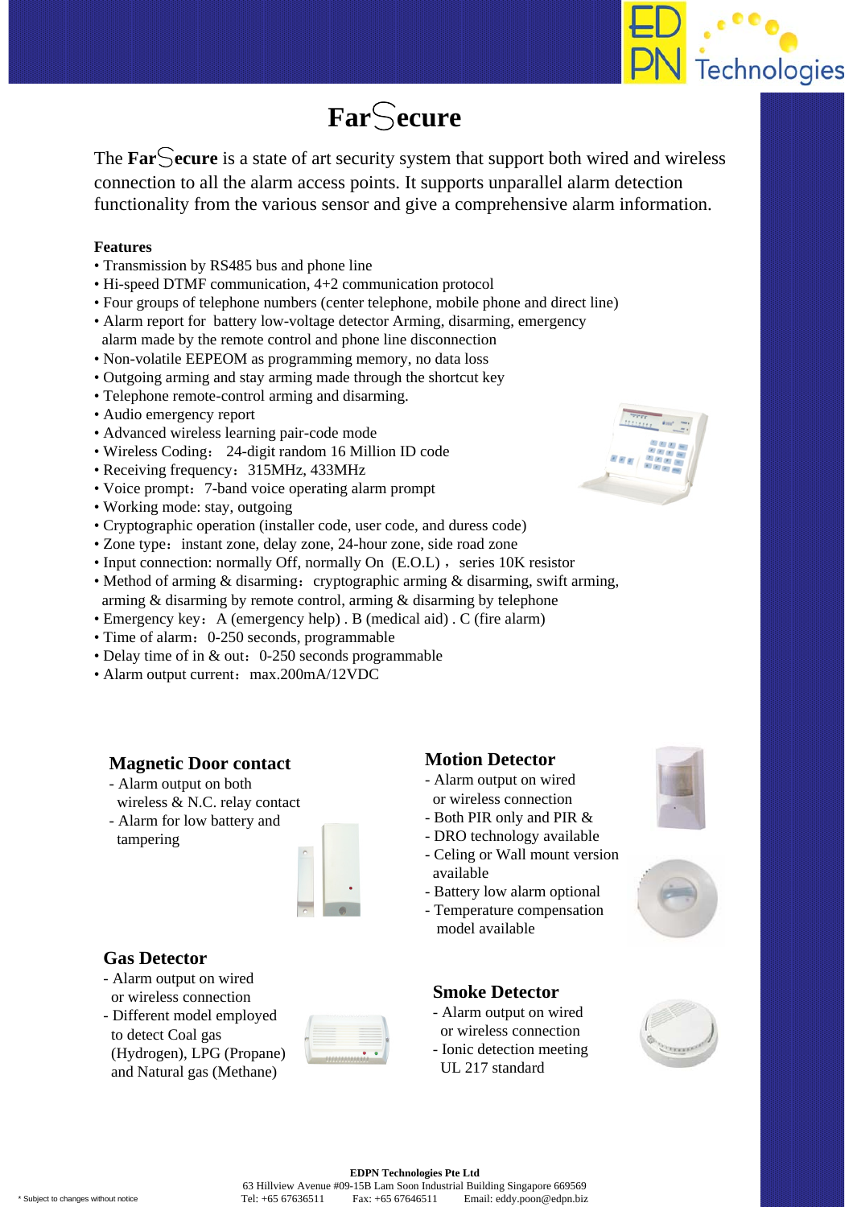# FarSecure

The **FarSecure** is a state of art security system that support both wired and wireless connection to all the alarm access points. It supports unparallel alarm detection functionality from the various sensor and give a comprehensive alarm information.

**Features**

- Transmission by RS485 bus and phone line
- Hi-speed DTMF communication, 4+2 communication protocol
- Four groups of telephone numbers (center telephone, mobile phone and direct line)
- Alarm report for battery low-voltage detector Arming, disarming, emergency alarm made by the remote control and phone line disconnection
- Non-volatile EEPEOM as programming memory, no data loss
- Outgoing arming and stay arming made through the shortcut key
- Telephone remote-control arming and disarming.
- Audio emergency report
- Advanced wireless learning pair-code mode
- Wireless Coding： 24-digit random 16 Million ID code
- Receiving frequency：315MHz, 433MHz
- Voice prompt：7-band voice operating alarm prompt
- Working mode: stay, outgoing
- Cryptographic operation (installer code, user code, and duress code)
- Zone type：instant zone, delay zone, 24-hour zone, side road zone
- Input connection: normally Off, normally On (E.O.L)， series 10K resistor
- Method of arming & disarming：cryptographic arming & disarming, swift arming, arming & disarming by remote control, arming & disarming by telephone
- Emergency key：A (emergency help) . B (medical aid) . C (fire alarm)
- Time of alarm：0-250 seconds, programmable
- Delay time of in & out：0-250 seconds programmable
- Alarm output current：max.200mA/12VDC

## Magnetic Door contact

- Alarm output on both wireless & N.C. relay contact
- Alarm for low battery and tampering

## Motion Detector

- Alarm output on wired or wireless connection
- Both PIR only and PIR &
- DRO technology available
- Celing or Wall mount version available
- Battery low alarm optional
- Temperature compensation model available

## Gas Detector

- Alarm output on wired or wireless connection
- Different model employed to detect Coal gas (Hydrogen), LPG (Propane) and Natural gas (Methane)

## Smoke Detector

- Alarm output on wired or wireless connection
- Ionic detection meeting UL 217 standard

**EDPN Technologies Pte Ltd**
63 Hillview Avenue #09-15B Lam Soon Industrial Building Singapore 669569
Tel: +65 67636511 Fax: +65 67646511 Email: eddy.poon@edpn.biz

* Subject to changes without notice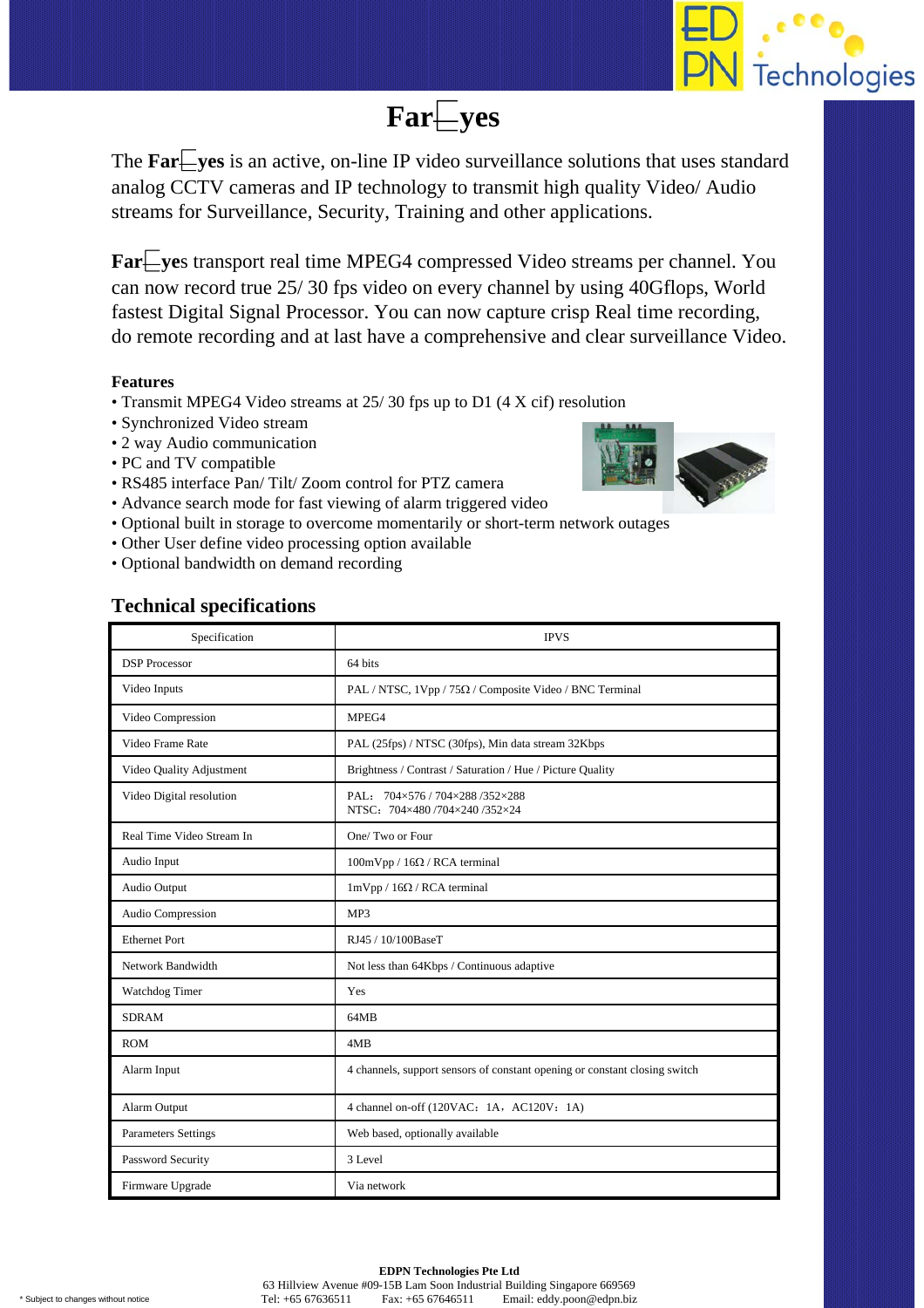# Far⿺yes

The **Far⿺yes** is an active, on-line IP video surveillance solutions that uses standard analog CCTV cameras and IP technology to transmit high quality Video/ Audio streams for Surveillance, Security, Training and other applications.

**Far⿺yes** transport real time MPEG4 compressed Video streams per channel. You can now record true 25/ 30 fps video on every channel by using 40Gflops, World fastest Digital Signal Processor. You can now capture crisp Real time recording, do remote recording and at last have a comprehensive and clear surveillance Video.

**Features**

- Transmit MPEG4 Video streams at 25/ 30 fps up to D1 (4 X cif) resolution
- Synchronized Video stream
- 2 way Audio communication
- PC and TV compatible
- RS485 interface Pan/ Tilt/ Zoom control for PTZ camera
- Advance search mode for fast viewing of alarm triggered video
- Optional built in storage to overcome momentarily or short-term network outages
- Other User define video processing option available
- Optional bandwidth on demand recording

## Technical specifications

| Specification | IPVS |
|---|---|
| DSP Processor | 64 bits |
| Video Inputs | PAL / NTSC, 1Vpp / 75Ω / Composite Video / BNC Terminal |
| Video Compression | MPEG4 |
| Video Frame Rate | PAL (25fps) / NTSC (30fps), Min data stream 32Kbps |
| Video Quality Adjustment | Brightness / Contrast / Saturation / Hue / Picture Quality |
| Video Digital resolution | PAL： 704×576 / 704×288 /352×288<br>NTSC： 704×480 /704×240 /352×24 |
| Real Time Video Stream In | One/ Two or Four |
| Audio Input | 100mVpp / 16Ω / RCA terminal |
| Audio Output | 1mVpp / 16Ω / RCA terminal |
| Audio Compression | MP3 |
| Ethernet Port | RJ45 / 10/100BaseT |
| Network Bandwidth | Not less than 64Kbps / Continuous adaptive |
| Watchdog Timer | Yes |
| SDRAM | 64MB |
| ROM | 4MB |
| Alarm Input | 4 channels, support sensors of constant opening or constant closing switch |
| Alarm Output | 4 channel on-off (120VAC：1A，AC120V：1A) |
| Parameters Settings | Web based, optionally available |
| Password Security | 3 Level |
| Firmware Upgrade | Via network |

**EDPN Technologies Pte Ltd**
63 Hillview Avenue #09-15B Lam Soon Industrial Building Singapore 669569
Tel: +65 67636511  Fax: +65 67646511  Email: eddy.poon@edpn.biz

* Subject to changes without notice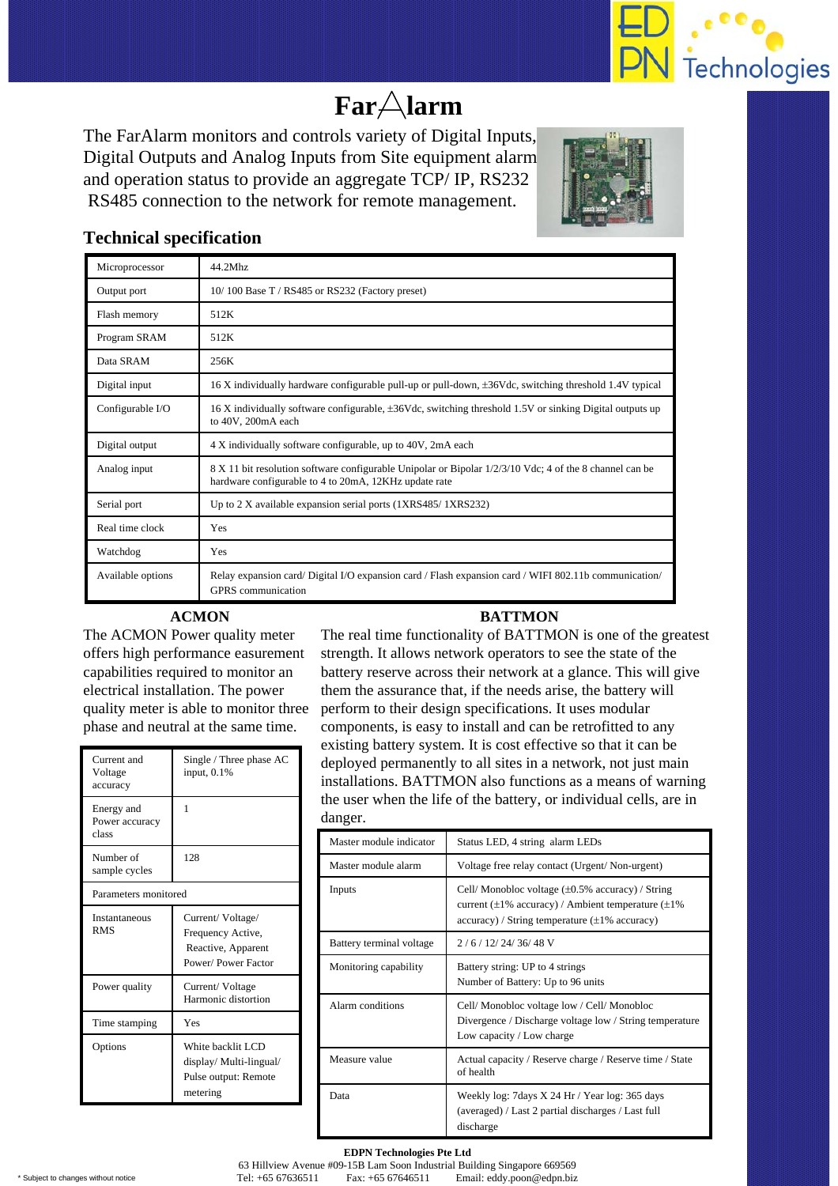# Far⚠larm

The FarAlarm monitors and controls variety of Digital Inputs, Digital Outputs and Analog Inputs from Site equipment alarm and operation status to provide an aggregate TCP/ IP, RS232 RS485 connection to the network for remote management.

## Technical specification

| | |
|---|---|
| Microprocessor | 44.2Mhz |
| Output port | 10/ 100 Base T / RS485 or RS232 (Factory preset) |
| Flash memory | 512K |
| Program SRAM | 512K |
| Data SRAM | 256K |
| Digital input | 16 X individually hardware configurable pull-up or pull-down, ±36Vdc, switching threshold 1.4V typical |
| Configurable I/O | 16 X individually software configurable, ±36Vdc, switching threshold 1.5V or sinking Digital outputs up to 40V, 200mA each |
| Digital output | 4 X individually software configurable, up to 40V, 2mA each |
| Analog input | 8 X 11 bit resolution software configurable Unipolar or Bipolar 1/2/3/10 Vdc; 4 of the 8 channel can be hardware configurable to 4 to 20mA, 12KHz update rate |
| Serial port | Up to 2 X available expansion serial ports (1XRS485/ 1XRS232) |
| Real time clock | Yes |
| Watchdog | Yes |
| Available options | Relay expansion card/ Digital I/O expansion card / Flash expansion card / WIFI 802.11b communication/ GPRS communication |

### ACMON

The ACMON Power quality meter offers high performance easurement capabilities required to monitor an electrical installation. The power quality meter is able to monitor three phase and neutral at the same time.

| | |
|---|---|
| Current and Voltage accuracy | Single / Three phase AC input, 0.1% |
| Energy and Power accuracy class | 1 |
| Number of sample cycles | 128 |
| Parameters monitored | |
| Instantaneous RMS | Current/ Voltage/ Frequency Active, Reactive, Apparent Power/ Power Factor |
| Power quality | Current/ Voltage Harmonic distortion |
| Time stamping | Yes |
| Options | White backlit LCD display/ Multi-lingual/ Pulse output: Remote metering |

### BATTMON

The real time functionality of BATTMON is one of the greatest strength. It allows network operators to see the state of the battery reserve across their network at a glance. This will give them the assurance that, if the needs arise, the battery will perform to their design specifications. It uses modular components, is easy to install and can be retrofitted to any existing battery system. It is cost effective so that it can be deployed permanently to all sites in a network, not just main installations. BATTMON also functions as a means of warning the user when the life of the battery, or individual cells, are in danger.

| | |
|---|---|
| Master module indicator | Status LED, 4 string alarm LEDs |
| Master module alarm | Voltage free relay contact (Urgent/ Non-urgent) |
| Inputs | Cell/ Monobloc voltage (±0.5% accuracy) / String current (±1% accuracy) / Ambient temperature (±1% accuracy) / String temperature (±1% accuracy) |
| Battery terminal voltage | 2 / 6 / 12/ 24/ 36/ 48 V |
| Monitoring capability | Battery string: UP to 4 strings<br>Number of Battery: Up to 96 units |
| Alarm conditions | Cell/ Monobloc voltage low / Cell/ Monobloc Divergence / Discharge voltage low / String temperature Low capacity / Low charge |
| Measure value | Actual capacity / Reserve charge / Reserve time / State of health |
| Data | Weekly log: 7days X 24 Hr / Year log: 365 days (averaged) / Last 2 partial discharges / Last full discharge |

**EDPN Technologies Pte Ltd**
63 Hillview Avenue #09-15B Lam Soon Industrial Building Singapore 669569
Tel: +65 67636511 Fax: +65 67646511 Email: eddy.poon@edpn.biz

* Subject to changes without notice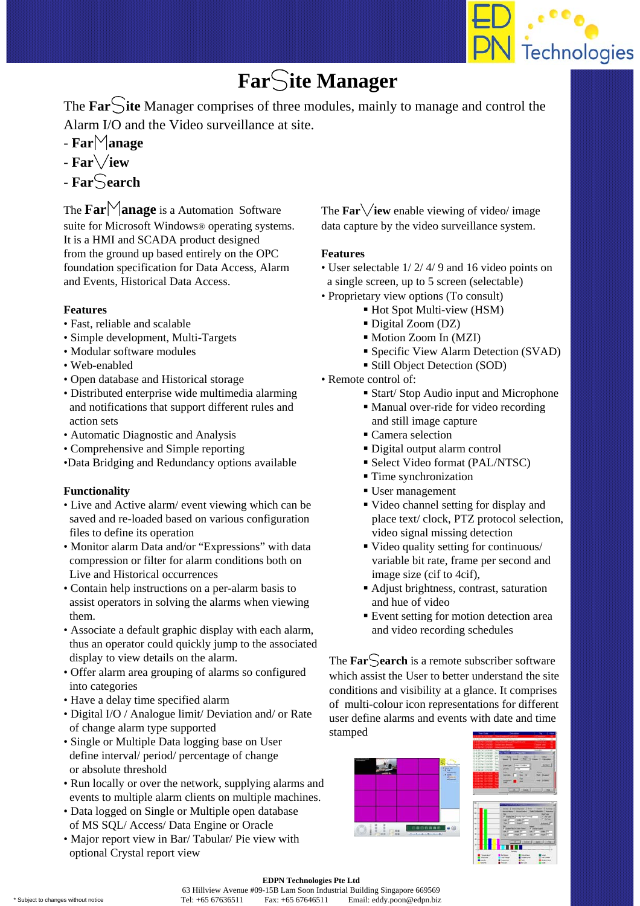# FarSite Manager

The **FarSite** Manager comprises of three modules, mainly to manage and control the Alarm I/O and the Video surveillance at site.

- **FarManage**
- **FarView**
- **FarSearch**

The **FarManage** is a Automation Software suite for Microsoft Windows® operating systems. It is a HMI and SCADA product designed from the ground up based entirely on the OPC foundation specification for Data Access, Alarm and Events, Historical Data Access.

**Features**

- Fast, reliable and scalable
- Simple development, Multi-Targets
- Modular software modules
- Web-enabled
- Open database and Historical storage
- Distributed enterprise wide multimedia alarming and notifications that support different rules and action sets
- Automatic Diagnostic and Analysis
- Comprehensive and Simple reporting
- Data Bridging and Redundancy options available

**Functionality**

- Live and Active alarm/ event viewing which can be saved and re-loaded based on various configuration files to define its operation
- Monitor alarm Data and/or "Expressions" with data compression or filter for alarm conditions both on Live and Historical occurrences
- Contain help instructions on a per-alarm basis to assist operators in solving the alarms when viewing them.
- Associate a default graphic display with each alarm, thus an operator could quickly jump to the associated display to view details on the alarm.
- Offer alarm area grouping of alarms so configured into categories
- Have a delay time specified alarm
- Digital I/O / Analogue limit/ Deviation and/ or Rate of change alarm type supported
- Single or Multiple Data logging base on User define interval/ period/ percentage of change or absolute threshold
- Run locally or over the network, supplying alarms and events to multiple alarm clients on multiple machines.
- Data logged on Single or Multiple open database of MS SQL/ Access/ Data Engine or Oracle
- Major report view in Bar/ Tabular/ Pie view with optional Crystal report view

The **FarView** enable viewing of video/ image data capture by the video surveillance system.

**Features**

- User selectable 1/ 2/ 4/ 9 and 16 video points on a single screen, up to 5 screen (selectable)
- Proprietary view options (To consult)
  - Hot Spot Multi-view (HSM)
  - Digital Zoom (DZ)
  - Motion Zoom In (MZI)
  - Specific View Alarm Detection (SVAD)
  - Still Object Detection (SOD)
- Remote control of:
  - Start/ Stop Audio input and Microphone
  - Manual over-ride for video recording and still image capture
  - Camera selection
  - Digital output alarm control
  - Select Video format (PAL/NTSC)
  - Time synchronization
  - User management
  - Video channel setting for display and place text/ clock, PTZ protocol selection, video signal missing detection
  - Video quality setting for continuous/ variable bit rate, frame per second and image size (cif to 4cif),
  - Adjust brightness, contrast, saturation and hue of video
  - Event setting for motion detection area and video recording schedules

The **FarSearch** is a remote subscriber software which assist the User to better understand the site conditions and visibility at a glance. It comprises of multi-colour icon representations for different user define alarms and events with date and time stamped

**EDPN Technologies Pte Ltd**
63 Hillview Avenue #09-15B Lam Soon Industrial Building Singapore 669569
Tel: +65 67636511 Fax: +65 67646511 Email: eddy.poon@edpn.biz

* Subject to changes without notice